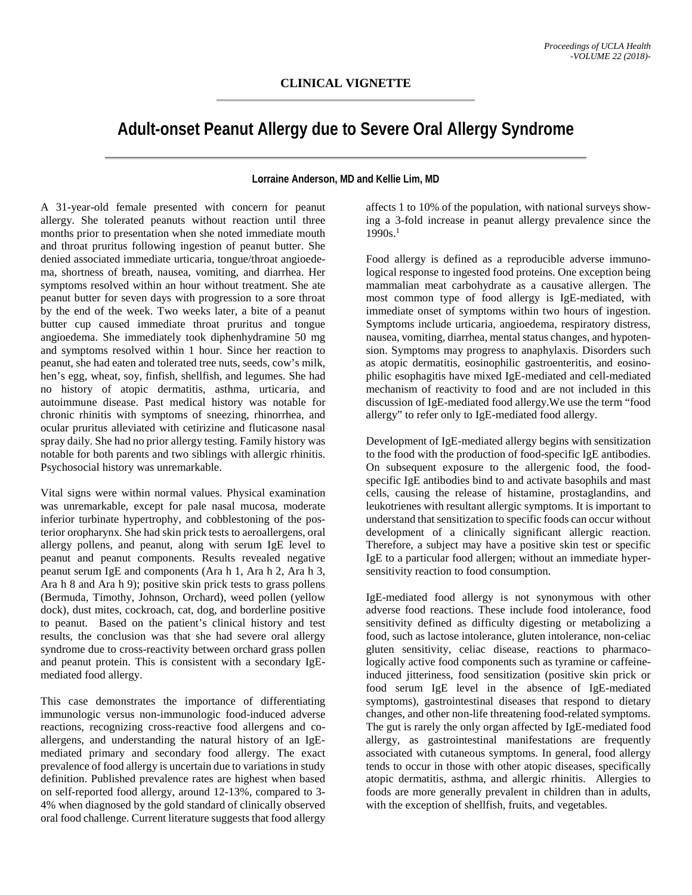## CLINICAL VIGNETTE

# Adult-onset Peanut Allergy due to Severe Oral Allergy Syndrome

**Lorraine Anderson, MD and Kellie Lim, MD**

A 31-year-old female presented with concern for peanut allergy. She tolerated peanuts without reaction until three months prior to presentation when she noted immediate mouth and throat pruritus following ingestion of peanut butter. She denied associated immediate urticaria, tongue/throat angioedema, shortness of breath, nausea, vomiting, and diarrhea. Her symptoms resolved within an hour without treatment. She ate peanut butter for seven days with progression to a sore throat by the end of the week. Two weeks later, a bite of a peanut butter cup caused immediate throat pruritus and tongue angioedema. She immediately took diphenhydramine 50 mg and symptoms resolved within 1 hour. Since her reaction to peanut, she had eaten and tolerated tree nuts, seeds, cow's milk, hen's egg, wheat, soy, finfish, shellfish, and legumes. She had no history of atopic dermatitis, asthma, urticaria, and autoimmune disease. Past medical history was notable for chronic rhinitis with symptoms of sneezing, rhinorrhea, and ocular pruritus alleviated with cetirizine and fluticasone nasal spray daily. She had no prior allergy testing. Family history was notable for both parents and two siblings with allergic rhinitis. Psychosocial history was unremarkable.

Vital signs were within normal values. Physical examination was unremarkable, except for pale nasal mucosa, moderate inferior turbinate hypertrophy, and cobblestoning of the posterior oropharynx. She had skin prick tests to aeroallergens, oral allergy pollens, and peanut, along with serum IgE level to peanut and peanut components. Results revealed negative peanut serum IgE and components (Ara h 1, Ara h 2, Ara h 3, Ara h 8 and Ara h 9); positive skin prick tests to grass pollens (Bermuda, Timothy, Johnson, Orchard), weed pollen (yellow dock), dust mites, cockroach, cat, dog, and borderline positive to peanut. Based on the patient's clinical history and test results, the conclusion was that she had severe oral allergy syndrome due to cross-reactivity between orchard grass pollen and peanut protein. This is consistent with a secondary IgE-mediated food allergy.

This case demonstrates the importance of differentiating immunologic versus non-immunologic food-induced adverse reactions, recognizing cross-reactive food allergens and co-allergens, and understanding the natural history of an IgE-mediated primary and secondary food allergy. The exact prevalence of food allergy is uncertain due to variations in study definition. Published prevalence rates are highest when based on self-reported food allergy, around 12-13%, compared to 3-4% when diagnosed by the gold standard of clinically observed oral food challenge. Current literature suggests that food allergy affects 1 to 10% of the population, with national surveys showing a 3-fold increase in peanut allergy prevalence since the 1990s.[1]

Food allergy is defined as a reproducible adverse immunological response to ingested food proteins. One exception being mammalian meat carbohydrate as a causative allergen. The most common type of food allergy is IgE-mediated, with immediate onset of symptoms within two hours of ingestion. Symptoms include urticaria, angioedema, respiratory distress, nausea, vomiting, diarrhea, mental status changes, and hypotension. Symptoms may progress to anaphylaxis. Disorders such as atopic dermatitis, eosinophilic gastroenteritis, and eosinophilic esophagitis have mixed IgE-mediated and cell-mediated mechanism of reactivity to food and are not included in this discussion of IgE-mediated food allergy.We use the term "food allergy" to refer only to IgE-mediated food allergy.

Development of IgE-mediated allergy begins with sensitization to the food with the production of food-specific IgE antibodies. On subsequent exposure to the allergenic food, the food-specific IgE antibodies bind to and activate basophils and mast cells, causing the release of histamine, prostaglandins, and leukotrienes with resultant allergic symptoms. It is important to understand that sensitization to specific foods can occur without development of a clinically significant allergic reaction. Therefore, a subject may have a positive skin test or specific IgE to a particular food allergen; without an immediate hypersensitivity reaction to food consumption.

IgE-mediated food allergy is not synonymous with other adverse food reactions. These include food intolerance, food sensitivity defined as difficulty digesting or metabolizing a food, such as lactose intolerance, gluten intolerance, non-celiac gluten sensitivity, celiac disease, reactions to pharmacologically active food components such as tyramine or caffeine-induced jitteriness, food sensitization (positive skin prick or food serum IgE level in the absence of IgE-mediated symptoms), gastrointestinal diseases that respond to dietary changes, and other non-life threatening food-related symptoms. The gut is rarely the only organ affected by IgE-mediated food allergy, as gastrointestinal manifestations are frequently associated with cutaneous symptoms. In general, food allergy tends to occur in those with other atopic diseases, specifically atopic dermatitis, asthma, and allergic rhinitis. Allergies to foods are more generally prevalent in children than in adults, with the exception of shellfish, fruits, and vegetables.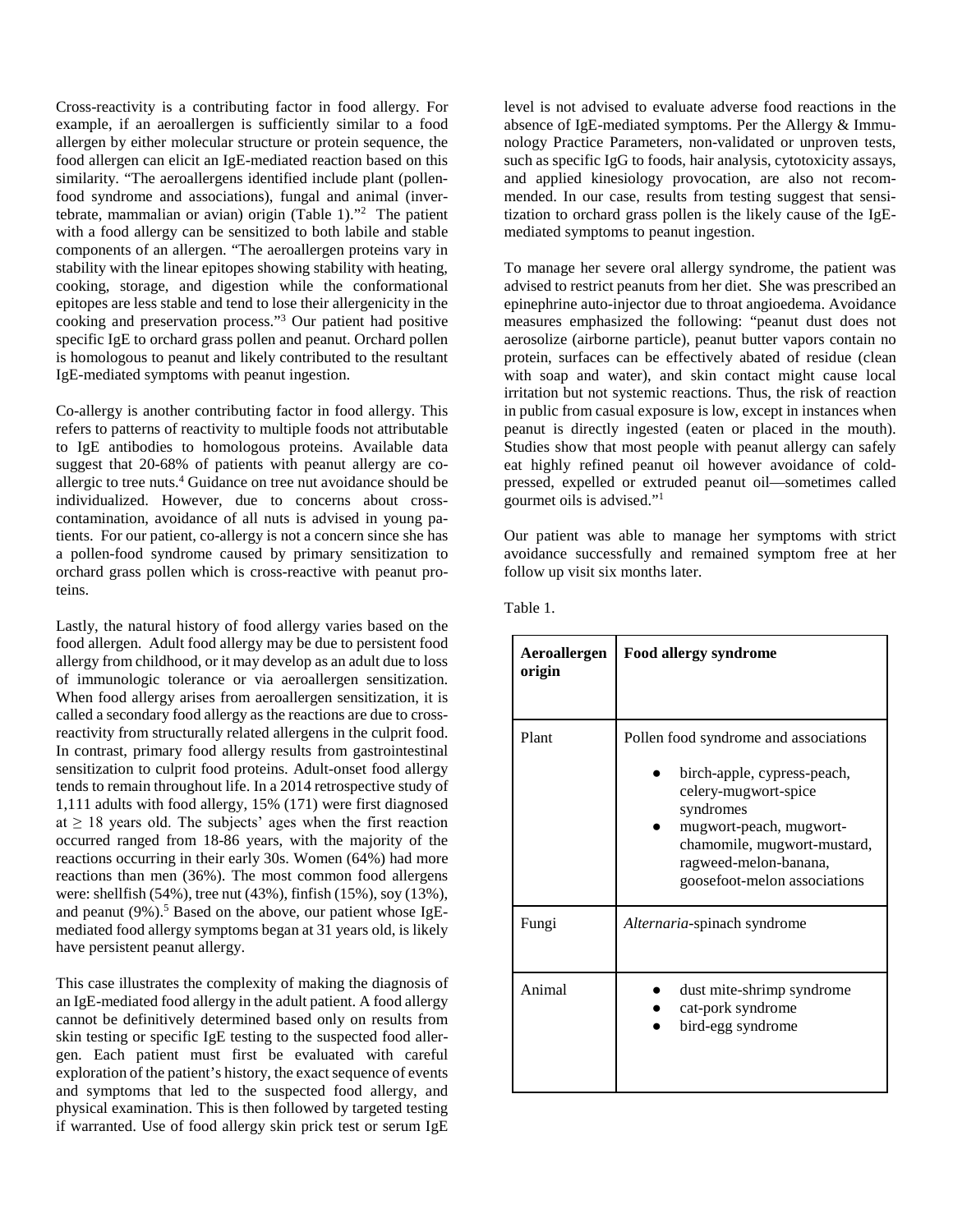Cross-reactivity is a contributing factor in food allergy. For example, if an aeroallergen is sufficiently similar to a food allergen by either molecular structure or protein sequence, the food allergen can elicit an IgE-mediated reaction based on this similarity. "The aeroallergens identified include plant (pollen-food syndrome and associations), fungal and animal (invertebrate, mammalian or avian) origin (Table 1)."[2] The patient with a food allergy can be sensitized to both labile and stable components of an allergen. "The aeroallergen proteins vary in stability with the linear epitopes showing stability with heating, cooking, storage, and digestion while the conformational epitopes are less stable and tend to lose their allergenicity in the cooking and preservation process."[3] Our patient had positive specific IgE to orchard grass pollen and peanut. Orchard pollen is homologous to peanut and likely contributed to the resultant IgE-mediated symptoms with peanut ingestion.

Co-allergy is another contributing factor in food allergy. This refers to patterns of reactivity to multiple foods not attributable to IgE antibodies to homologous proteins. Available data suggest that 20-68% of patients with peanut allergy are co-allergic to tree nuts.[4] Guidance on tree nut avoidance should be individualized. However, due to concerns about cross-contamination, avoidance of all nuts is advised in young patients. For our patient, co-allergy is not a concern since she has a pollen-food syndrome caused by primary sensitization to orchard grass pollen which is cross-reactive with peanut proteins.

Lastly, the natural history of food allergy varies based on the food allergen. Adult food allergy may be due to persistent food allergy from childhood, or it may develop as an adult due to loss of immunologic tolerance or via aeroallergen sensitization. When food allergy arises from aeroallergen sensitization, it is called a secondary food allergy as the reactions are due to cross-reactivity from structurally related allergens in the culprit food. In contrast, primary food allergy results from gastrointestinal sensitization to culprit food proteins. Adult-onset food allergy tends to remain throughout life. In a 2014 retrospective study of 1,111 adults with food allergy, 15% (171) were first diagnosed at $\geq$ 18 years old. The subjects' ages when the first reaction occurred ranged from 18-86 years, with the majority of the reactions occurring in their early 30s. Women (64%) had more reactions than men (36%). The most common food allergens were: shellfish (54%), tree nut (43%), finfish (15%), soy (13%), and peanut (9%).[5] Based on the above, our patient whose IgE-mediated food allergy symptoms began at 31 years old, is likely have persistent peanut allergy.

This case illustrates the complexity of making the diagnosis of an IgE-mediated food allergy in the adult patient. A food allergy cannot be definitively determined based only on results from skin testing or specific IgE testing to the suspected food allergen. Each patient must first be evaluated with careful exploration of the patient's history, the exact sequence of events and symptoms that led to the suspected food allergy, and physical examination. This is then followed by targeted testing if warranted. Use of food allergy skin prick test or serum IgE level is not advised to evaluate adverse food reactions in the absence of IgE-mediated symptoms. Per the Allergy & Immunology Practice Parameters, non-validated or unproven tests, such as specific IgG to foods, hair analysis, cytotoxicity assays, and applied kinesiology provocation, are also not recommended. In our case, results from testing suggest that sensitization to orchard grass pollen is the likely cause of the IgE-mediated symptoms to peanut ingestion.

To manage her severe oral allergy syndrome, the patient was advised to restrict peanuts from her diet. She was prescribed an epinephrine auto-injector due to throat angioedema. Avoidance measures emphasized the following: "peanut dust does not aerosolize (airborne particle), peanut butter vapors contain no protein, surfaces can be effectively abated of residue (clean with soap and water), and skin contact might cause local irritation but not systemic reactions. Thus, the risk of reaction in public from casual exposure is low, except in instances when peanut is directly ingested (eaten or placed in the mouth). Studies show that most people with peanut allergy can safely eat highly refined peanut oil however avoidance of cold-pressed, expelled or extruded peanut oil—sometimes called gourmet oils is advised."[1]

Our patient was able to manage her symptoms with strict avoidance successfully and remained symptom free at her follow up visit six months later.

Table 1.

| Aeroallergen origin | Food allergy syndrome |
|---|---|
| Plant | Pollen food syndrome and associations<br>• birch-apple, cypress-peach, celery-mugwort-spice syndromes<br>• mugwort-peach, mugwort-chamomile, mugwort-mustard, ragweed-melon-banana, goosefoot-melon associations |
| Fungi | *Alternaria*-spinach syndrome |
| Animal | • dust mite-shrimp syndrome<br>• cat-pork syndrome<br>• bird-egg syndrome |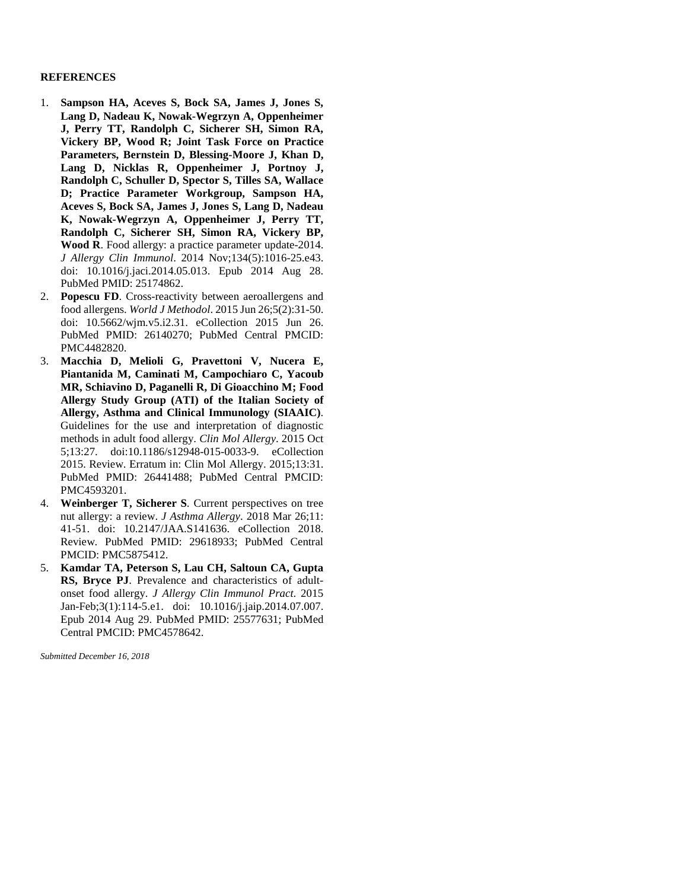## REFERENCES

1. **Sampson HA, Aceves S, Bock SA, James J, Jones S, Lang D, Nadeau K, Nowak-Wegrzyn A, Oppenheimer J, Perry TT, Randolph C, Sicherer SH, Simon RA, Vickery BP, Wood R; Joint Task Force on Practice Parameters, Bernstein D, Blessing-Moore J, Khan D, Lang D, Nicklas R, Oppenheimer J, Portnoy J, Randolph C, Schuller D, Spector S, Tilles SA, Wallace D; Practice Parameter Workgroup, Sampson HA, Aceves S, Bock SA, James J, Jones S, Lang D, Nadeau K, Nowak-Wegrzyn A, Oppenheimer J, Perry TT, Randolph C, Sicherer SH, Simon RA, Vickery BP, Wood R**. Food allergy: a practice parameter update-2014. *J Allergy Clin Immunol*. 2014 Nov;134(5):1016-25.e43. doi: 10.1016/j.jaci.2014.05.013. Epub 2014 Aug 28. PubMed PMID: 25174862.
2. **Popescu FD**. Cross-reactivity between aeroallergens and food allergens. *World J Methodol*. 2015 Jun 26;5(2):31-50. doi: 10.5662/wjm.v5.i2.31. eCollection 2015 Jun 26. PubMed PMID: 26140270; PubMed Central PMCID: PMC4482820.
3. **Macchia D, Melioli G, Pravettoni V, Nucera E, Piantanida M, Caminati M, Campochiaro C, Yacoub MR, Schiavino D, Paganelli R, Di Gioacchino M; Food Allergy Study Group (ATI) of the Italian Society of Allergy, Asthma and Clinical Immunology (SIAAIC)**. Guidelines for the use and interpretation of diagnostic methods in adult food allergy. *Clin Mol Allergy*. 2015 Oct 5;13:27. doi:10.1186/s12948-015-0033-9. eCollection 2015. Review. Erratum in: Clin Mol Allergy. 2015;13:31. PubMed PMID: 26441488; PubMed Central PMCID: PMC4593201.
4. **Weinberger T, Sicherer S**. Current perspectives on tree nut allergy: a review. *J Asthma Allergy*. 2018 Mar 26;11: 41-51. doi: 10.2147/JAA.S141636. eCollection 2018. Review. PubMed PMID: 29618933; PubMed Central PMCID: PMC5875412.
5. **Kamdar TA, Peterson S, Lau CH, Saltoun CA, Gupta RS, Bryce PJ**. Prevalence and characteristics of adult-onset food allergy. *J Allergy Clin Immunol Pract*. 2015 Jan-Feb;3(1):114-5.e1. doi: 10.1016/j.jaip.2014.07.007. Epub 2014 Aug 29. PubMed PMID: 25577631; PubMed Central PMCID: PMC4578642.

*Submitted December 16, 2018*